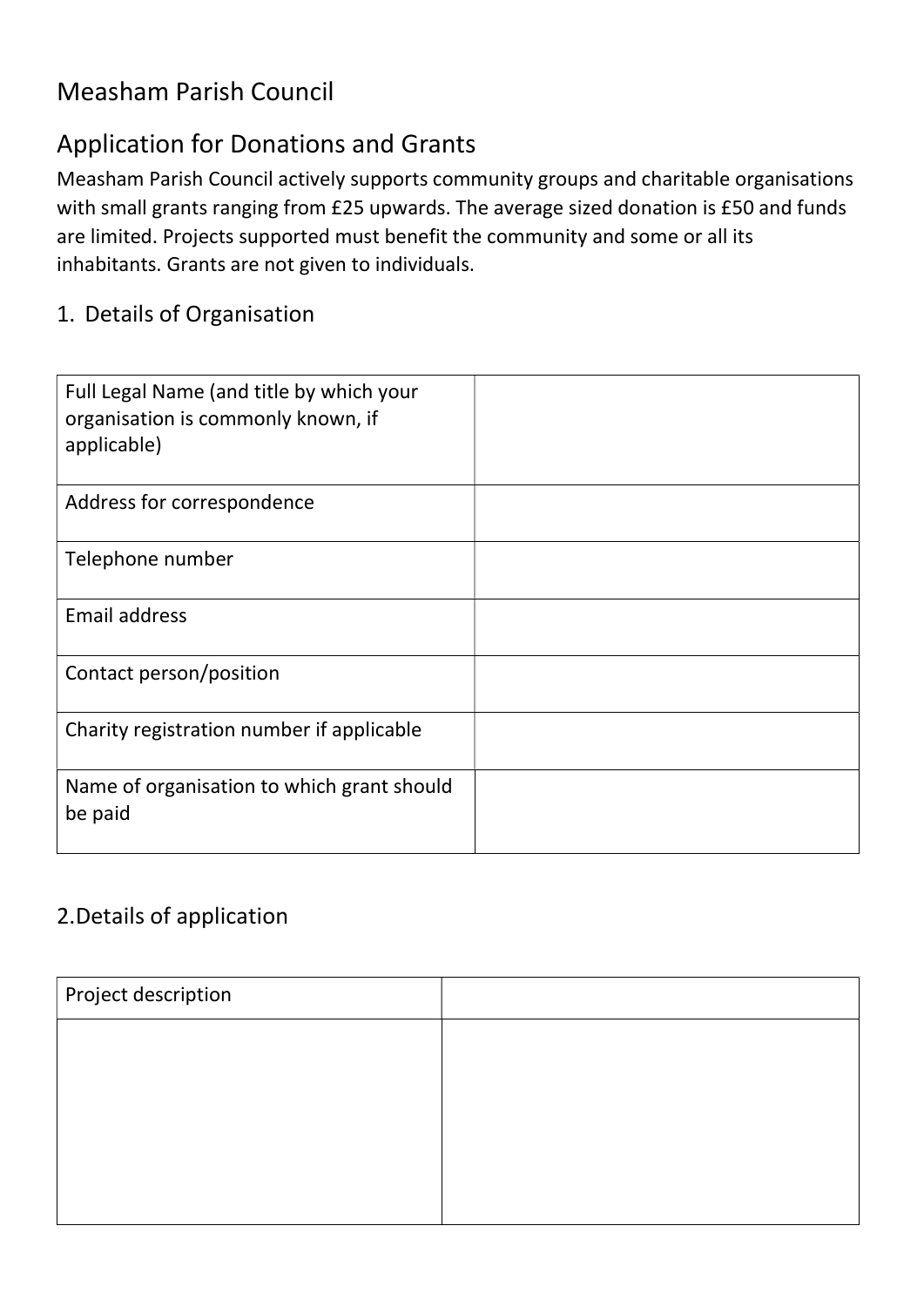# Measham Parish Council

## Application for Donations and Grants

Measham Parish Council actively supports community groups and charitable organisations with small grants ranging from £25 upwards. The average sized donation is £50 and funds are limited. Projects supported must benefit the community and some or all its inhabitants. Grants are not given to individuals.

### 1. Details of Organisation

| Full Legal Name (and title by which your organisation is commonly known, if applicable) | |
|---|---|
| Address for correspondence | |
| Telephone number | |
| Email address | |
| Contact person/position | |
| Charity registration number if applicable | |
| Name of organisation to which grant should be paid | |

### 2.Details of application

| Project description | |
|---|---|
| | |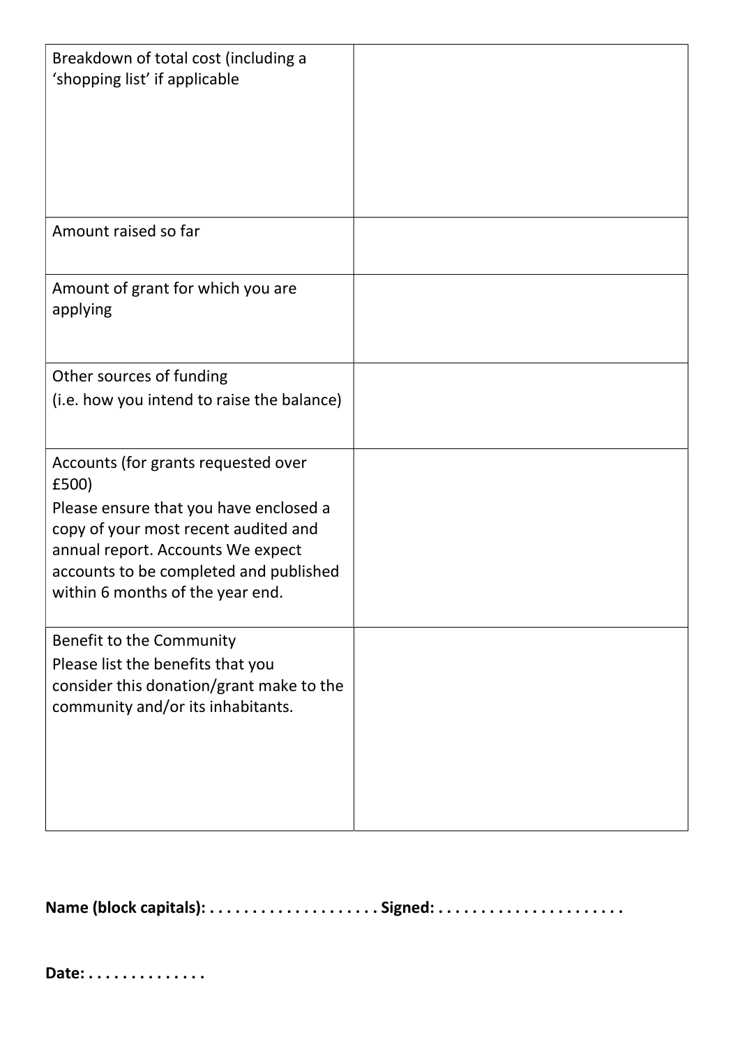| | |
|---|---|
| Breakdown of total cost (including a 'shopping list' if applicable | |
| Amount raised so far | |
| Amount of grant for which you are applying | |
| Other sources of funding<br>(i.e. how you intend to raise the balance) | |
| Accounts (for grants requested over £500)<br>Please ensure that you have enclosed a copy of your most recent audited and annual report. Accounts We expect accounts to be completed and published within 6 months of the year end. | |
| Benefit to the Community<br>Please list the benefits that you consider this donation/grant make to the community and/or its inhabitants. | |

**Name (block capitals): . . . . . . . . . . . . . . . . . . . . Signed: . . . . . . . . . . . . . . . . . . . . . .**

**Date: . . . . . . . . . . . . . .**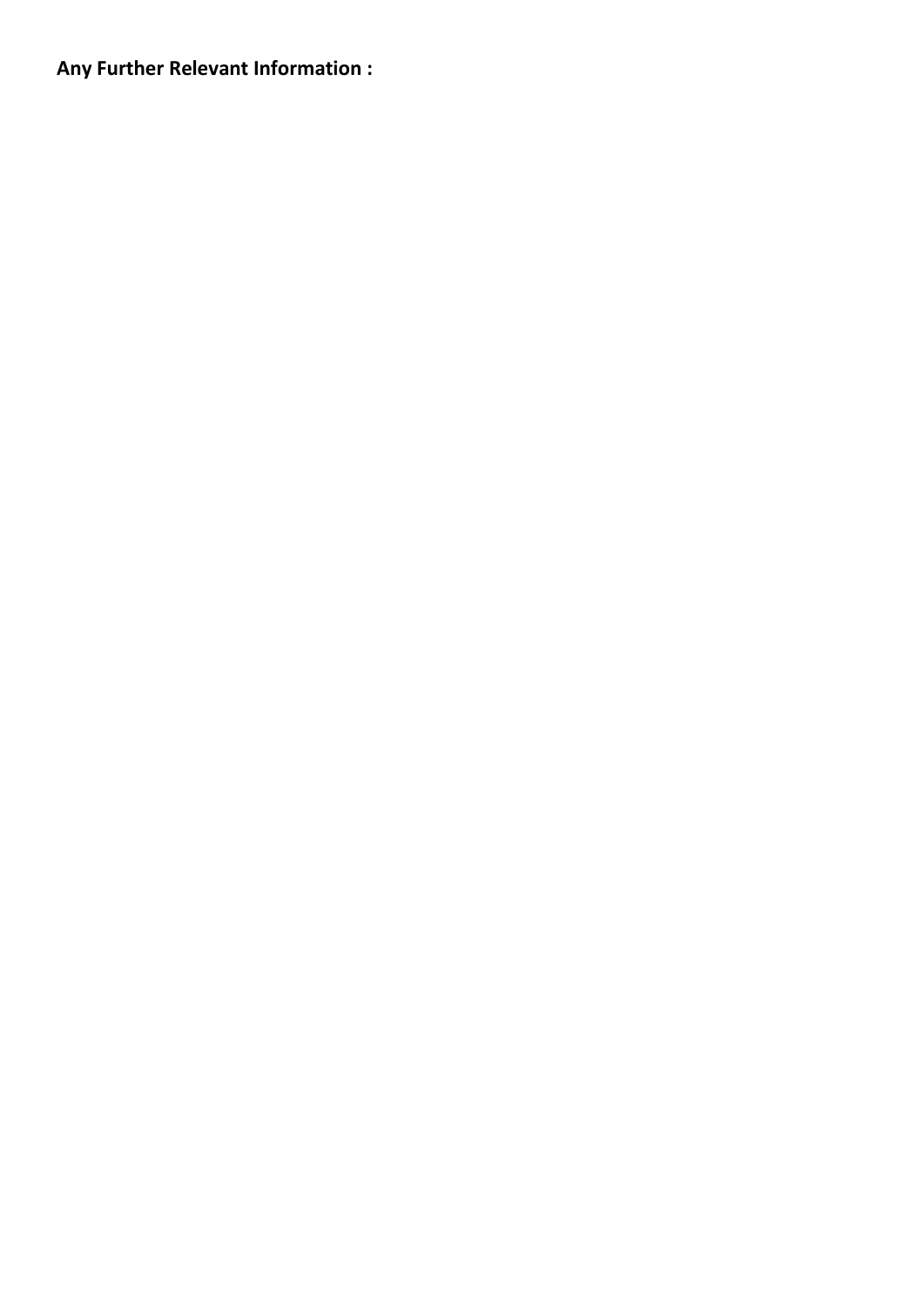**Any Further Relevant Information :**